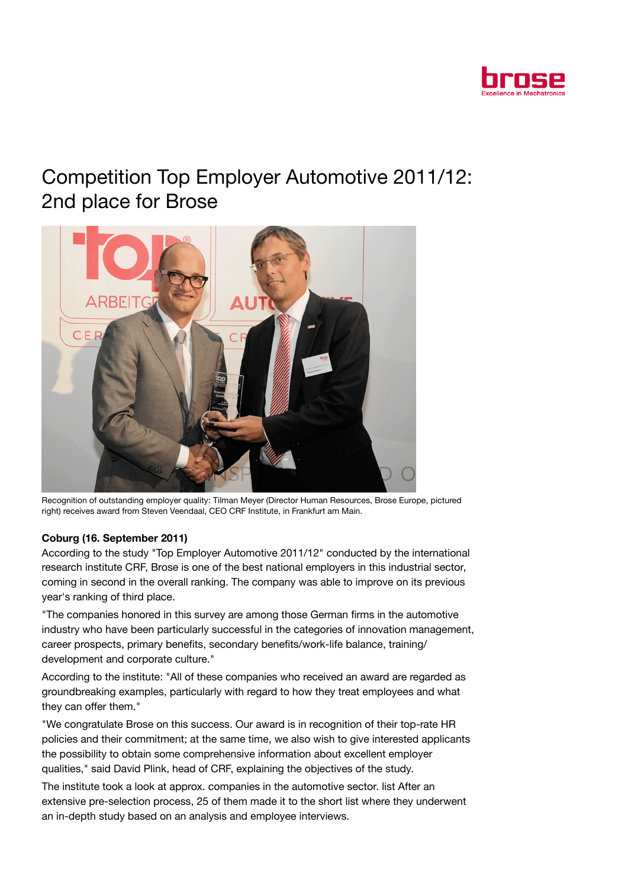# Competition Top Employer Automotive 2011/12: 2nd place for Brose

Recognition of outstanding employer quality: Tilman Meyer (Director Human Resources, Brose Europe, pictured right) receives award from Steven Veendaal, CEO CRF Institute, in Frankfurt am Main.

**Coburg (16. September 2011)**

According to the study "Top Employer Automotive 2011/12" conducted by the international research institute CRF, Brose is one of the best national employers in this industrial sector, coming in second in the overall ranking. The company was able to improve on its previous year's ranking of third place.

"The companies honored in this survey are among those German firms in the automotive industry who have been particularly successful in the categories of innovation management, career prospects, primary benefits, secondary benefits/work-life balance, training/development and corporate culture."

According to the institute: "All of these companies who received an award are regarded as groundbreaking examples, particularly with regard to how they treat employees and what they can offer them."

"We congratulate Brose on this success. Our award is in recognition of their top-rate HR policies and their commitment; at the same time, we also wish to give interested applicants the possibility to obtain some comprehensive information about excellent employer qualities," said David Plink, head of CRF, explaining the objectives of the study.

The institute took a look at approx. companies in the automotive sector. list After an extensive pre-selection process, 25 of them made it to the short list where they underwent an in-depth study based on an analysis and employee interviews.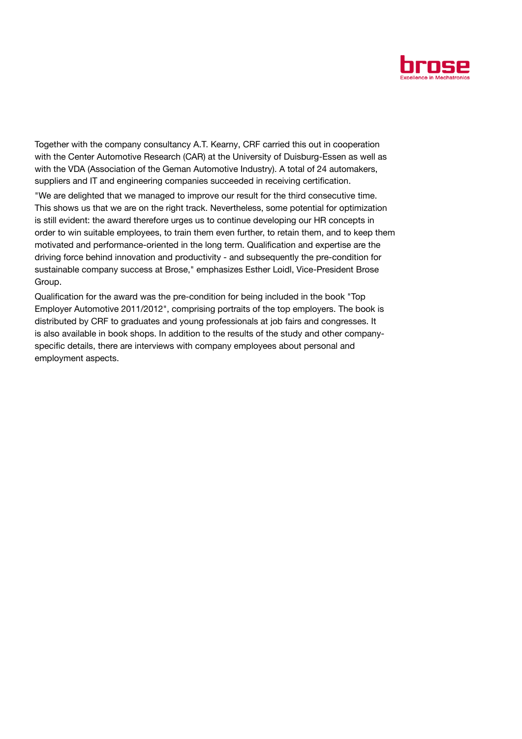Together with the company consultancy A.T. Kearny, CRF carried this out in cooperation with the Center Automotive Research (CAR) at the University of Duisburg-Essen as well as with the VDA (Association of the Geman Automotive Industry). A total of 24 automakers, suppliers and IT and engineering companies succeeded in receiving certification.

"We are delighted that we managed to improve our result for the third consecutive time. This shows us that we are on the right track. Nevertheless, some potential for optimization is still evident: the award therefore urges us to continue developing our HR concepts in order to win suitable employees, to train them even further, to retain them, and to keep them motivated and performance-oriented in the long term. Qualification and expertise are the driving force behind innovation and productivity - and subsequently the pre-condition for sustainable company success at Brose," emphasizes Esther Loidl, Vice-President Brose Group.

Qualification for the award was the pre-condition for being included in the book "Top Employer Automotive 2011/2012", comprising portraits of the top employers. The book is distributed by CRF to graduates and young professionals at job fairs and congresses. It is also available in book shops. In addition to the results of the study and other company-specific details, there are interviews with company employees about personal and employment aspects.